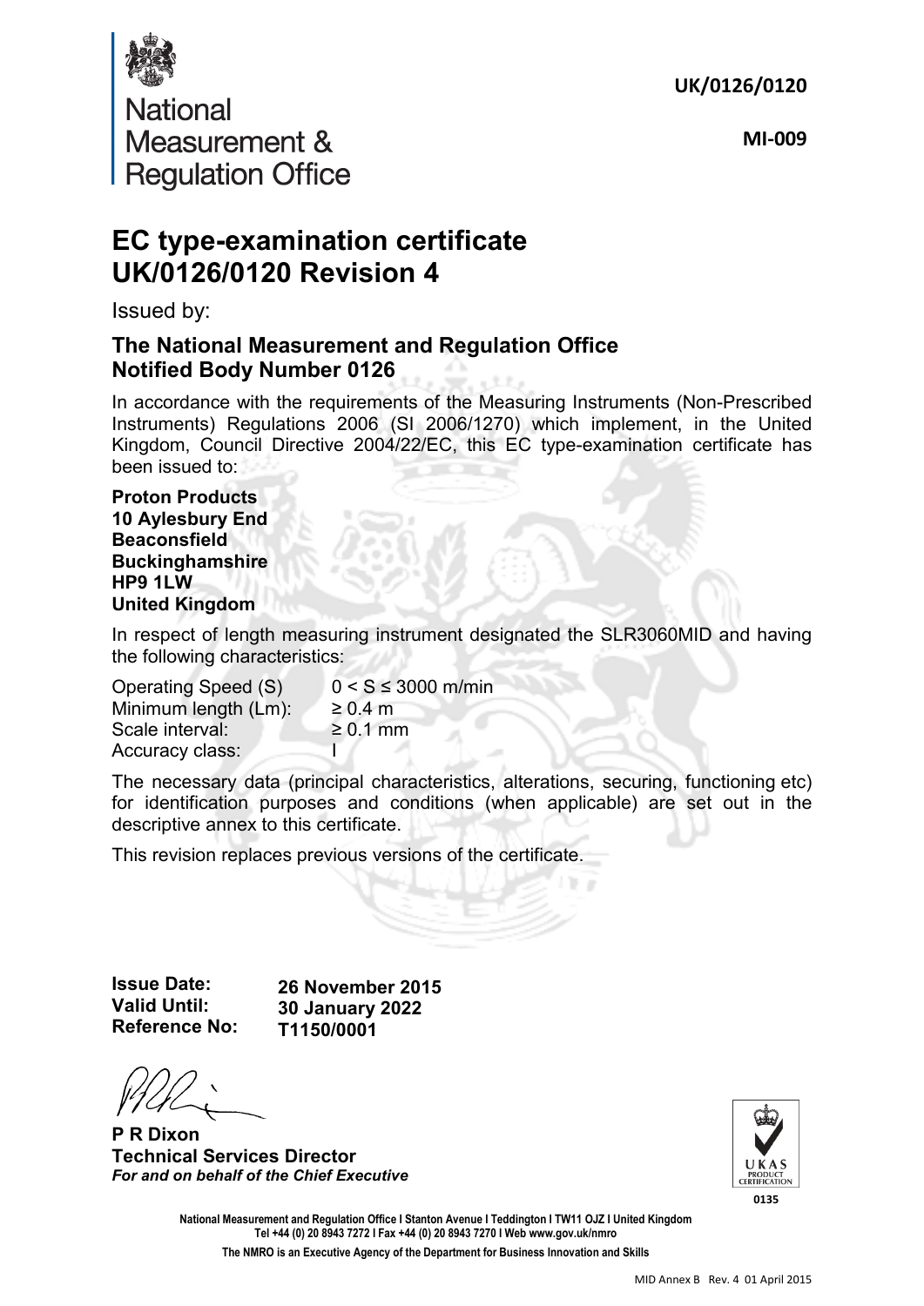UK/0126/0120

MI-009

National Measurement & Regulation Office

# EC type-examination certificate UK/0126/0120 Revision 4

Issued by:

## The National Measurement and Regulation Office Notified Body Number 0126

In accordance with the requirements of the Measuring Instruments (Non-Prescribed Instruments) Regulations 2006 (SI 2006/1270) which implement, in the United Kingdom, Council Directive 2004/22/EC, this EC type-examination certificate has been issued to:

**Proton Products**
**10 Aylesbury End**
**Beaconsfield**
**Buckinghamshire**
**HP9 1LW**
**United Kingdom**

In respect of length measuring instrument designated the SLR3060MID and having the following characteristics:

| | |
|---|---|
| Operating Speed (S) | $0 < S \leq 3000$ m/min |
| Minimum length (Lm): | $\geq 0.4$ m |
| Scale interval: | $\geq 0.1$ mm |
| Accuracy class: | I |

The necessary data (principal characteristics, alterations, securing, functioning etc) for identification purposes and conditions (when applicable) are set out in the descriptive annex to this certificate.

This revision replaces previous versions of the certificate.

**Issue Date:** **26 November 2015**
**Valid Until:** **30 January 2022**
**Reference No:** **T1150/0001**

**P R Dixon**
**Technical Services Director**
***For and on behalf of the Chief Executive***

UKAS PRODUCT CERTIFICATION 0135

**National Measurement and Regulation Office I Stanton Avenue I Teddington I TW11 OJZ I United Kingdom**
**Tel +44 (0) 20 8943 7272 I Fax +44 (0) 20 8943 7270 I Web www.gov.uk/nmro**

**The NMRO is an Executive Agency of the Department for Business Innovation and Skills**

MID Annex B Rev. 4 01 April 2015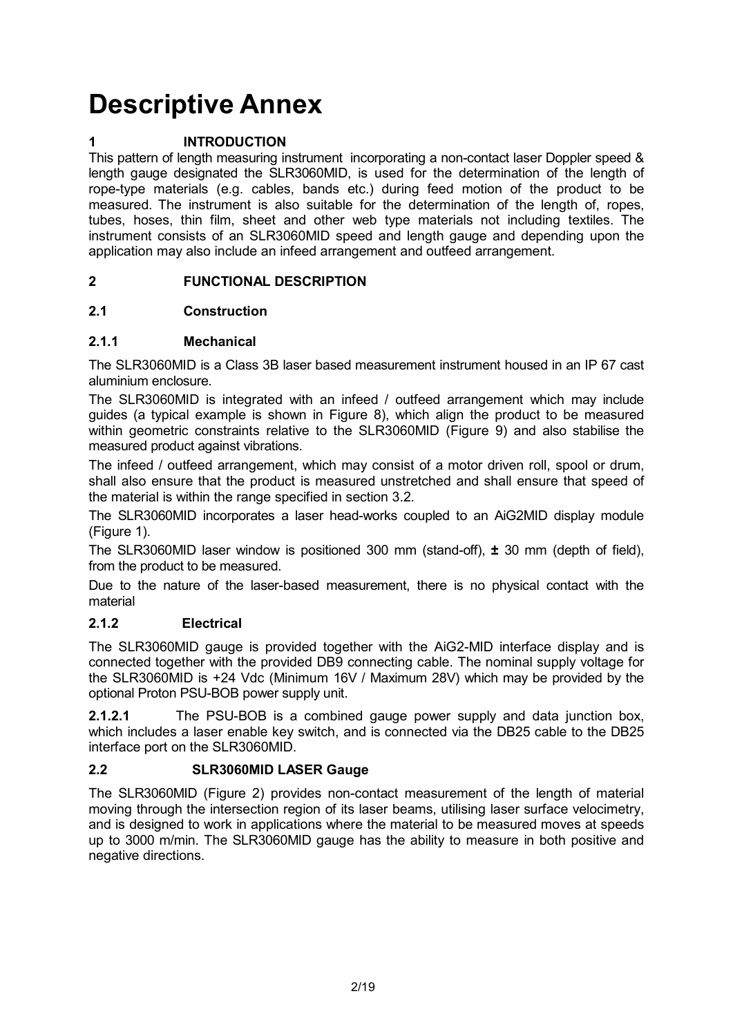# Descriptive Annex

## 1 INTRODUCTION

This pattern of length measuring instrument incorporating a non-contact laser Doppler speed & length gauge designated the SLR3060MID, is used for the determination of the length of rope-type materials (e.g. cables, bands etc.) during feed motion of the product to be measured. The instrument is also suitable for the determination of the length of, ropes, tubes, hoses, thin film, sheet and other web type materials not including textiles. The instrument consists of an SLR3060MID speed and length gauge and depending upon the application may also include an infeed arrangement and outfeed arrangement.

## 2 FUNCTIONAL DESCRIPTION

### 2.1 Construction

#### 2.1.1 Mechanical

The SLR3060MID is a Class 3B laser based measurement instrument housed in an IP 67 cast aluminium enclosure.

The SLR3060MID is integrated with an infeed / outfeed arrangement which may include guides (a typical example is shown in Figure 8), which align the product to be measured within geometric constraints relative to the SLR3060MID (Figure 9) and also stabilise the measured product against vibrations.

The infeed / outfeed arrangement, which may consist of a motor driven roll, spool or drum, shall also ensure that the product is measured unstretched and shall ensure that speed of the material is within the range specified in section 3.2.

The SLR3060MID incorporates a laser head-works coupled to an AiG2MID display module (Figure 1).

The SLR3060MID laser window is positioned 300 mm (stand-off), **±** 30 mm (depth of field), from the product to be measured.

Due to the nature of the laser-based measurement, there is no physical contact with the material

#### 2.1.2 Electrical

The SLR3060MID gauge is provided together with the AiG2-MID interface display and is connected together with the provided DB9 connecting cable. The nominal supply voltage for the SLR3060MID is +24 Vdc (Minimum 16V / Maximum 28V) which may be provided by the optional Proton PSU-BOB power supply unit.

**2.1.2.1** The PSU-BOB is a combined gauge power supply and data junction box, which includes a laser enable key switch, and is connected via the DB25 cable to the DB25 interface port on the SLR3060MID.

### 2.2 SLR3060MID LASER Gauge

The SLR3060MID (Figure 2) provides non-contact measurement of the length of material moving through the intersection region of its laser beams, utilising laser surface velocimetry, and is designed to work in applications where the material to be measured moves at speeds up to 3000 m/min. The SLR3060MID gauge has the ability to measure in both positive and negative directions.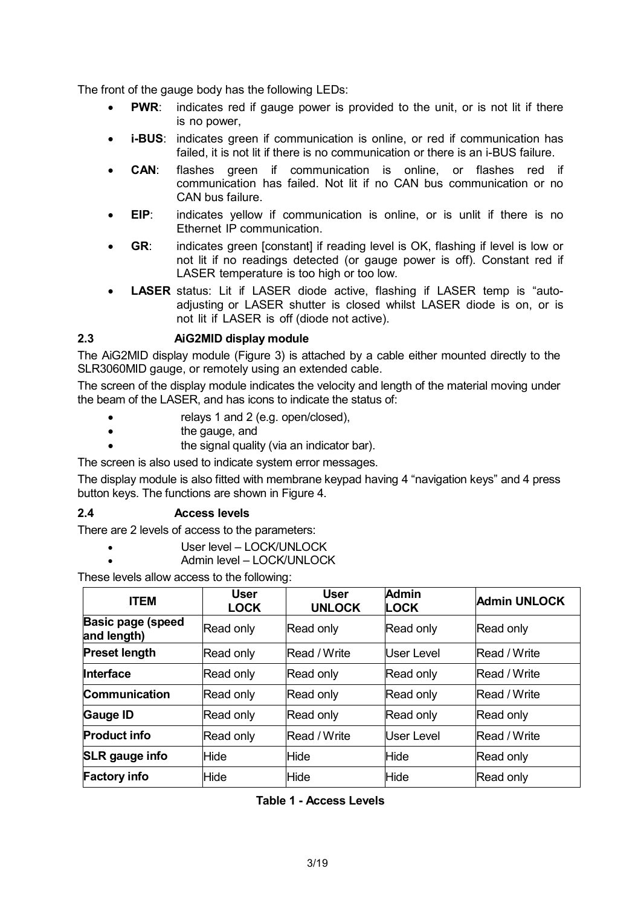The front of the gauge body has the following LEDs:

- **PWR**: indicates red if gauge power is provided to the unit, or is not lit if there is no power,
- **i-BUS**: indicates green if communication is online, or red if communication has failed, it is not lit if there is no communication or there is an i-BUS failure.
- **CAN**: flashes green if communication is online, or flashes red if communication has failed. Not lit if no CAN bus communication or no CAN bus failure.
- **EIP**: indicates yellow if communication is online, or is unlit if there is no Ethernet IP communication.
- **GR**: indicates green [constant] if reading level is OK, flashing if level is low or not lit if no readings detected (or gauge power is off). Constant red if LASER temperature is too high or too low.
- **LASER** status: Lit if LASER diode active, flashing if LASER temp is "auto-adjusting or LASER shutter is closed whilst LASER diode is on, or is not lit if LASER is off (diode not active).

### 2.3 AiG2MID display module

The AiG2MID display module (Figure 3) is attached by a cable either mounted directly to the SLR3060MID gauge, or remotely using an extended cable.

The screen of the display module indicates the velocity and length of the material moving under the beam of the LASER, and has icons to indicate the status of:

- relays 1 and 2 (e.g. open/closed),
- the gauge, and
- the signal quality (via an indicator bar).

The screen is also used to indicate system error messages.

The display module is also fitted with membrane keypad having 4 "navigation keys" and 4 press button keys. The functions are shown in Figure 4.

### 2.4 Access levels

There are 2 levels of access to the parameters:

- User level – LOCK/UNLOCK
- Admin level – LOCK/UNLOCK

These levels allow access to the following:

| ITEM | User LOCK | User UNLOCK | Admin LOCK | Admin UNLOCK |
|---|---|---|---|---|
| **Basic page (speed and length)** | Read only | Read only | Read only | Read only |
| **Preset length** | Read only | Read / Write | User Level | Read / Write |
| **Interface** | Read only | Read only | Read only | Read / Write |
| **Communication** | Read only | Read only | Read only | Read / Write |
| **Gauge ID** | Read only | Read only | Read only | Read only |
| **Product info** | Read only | Read / Write | User Level | Read / Write |
| **SLR gauge info** | Hide | Hide | Hide | Read only |
| **Factory info** | Hide | Hide | Hide | Read only |

**Table 1 - Access Levels**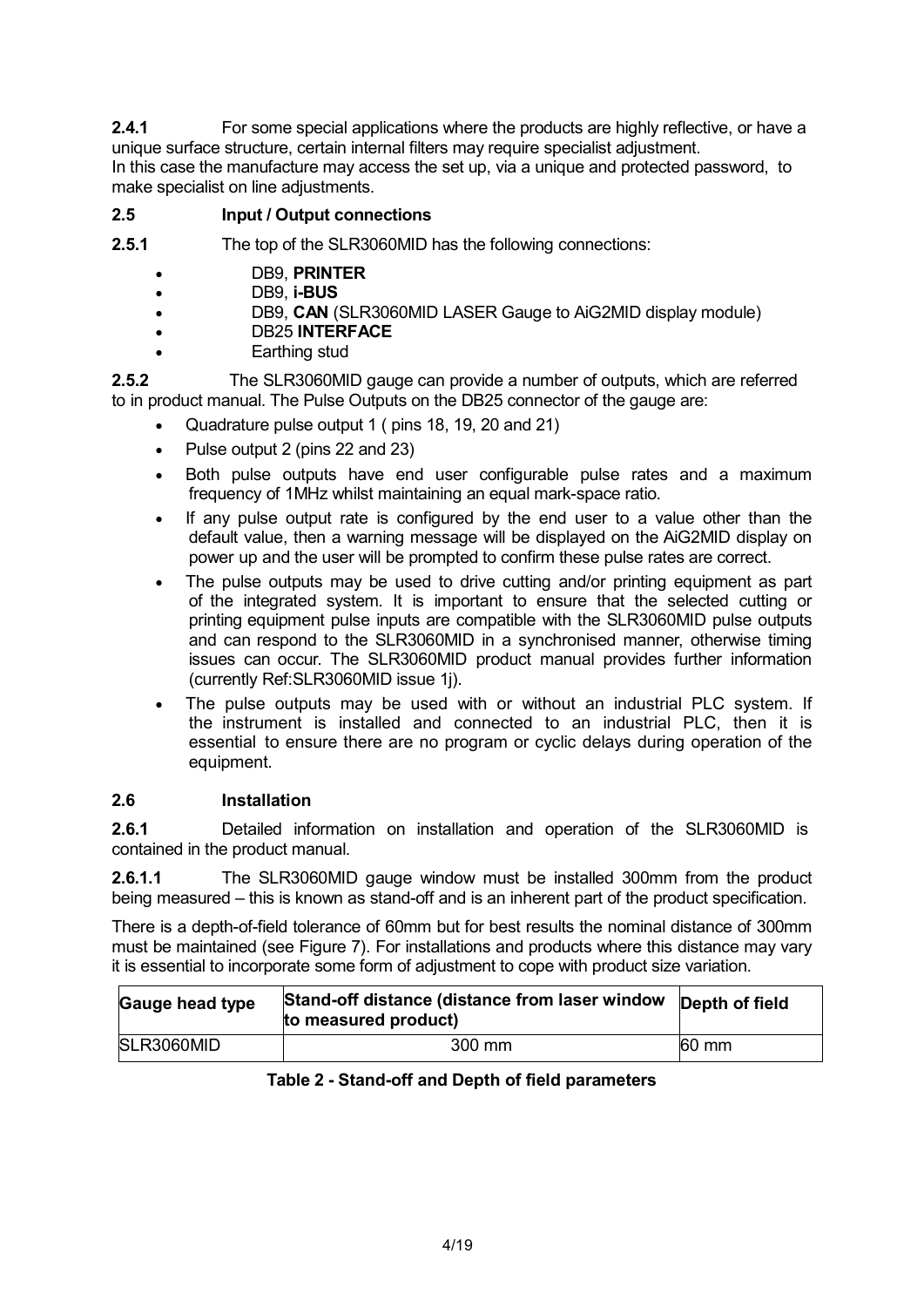**2.4.1** For some special applications where the products are highly reflective, or have a unique surface structure, certain internal filters may require specialist adjustment.
In this case the manufacture may access the set up, via a unique and protected password, to make specialist on line adjustments.

### 2.5 Input / Output connections

**2.5.1** The top of the SLR3060MID has the following connections:

- DB9, **PRINTER**
- DB9, **i-BUS**
- DB9, **CAN** (SLR3060MID LASER Gauge to AiG2MID display module)
- DB25 **INTERFACE**
- Earthing stud

**2.5.2** The SLR3060MID gauge can provide a number of outputs, which are referred to in product manual. The Pulse Outputs on the DB25 connector of the gauge are:

- Quadrature pulse output 1 ( pins 18, 19, 20 and 21)
- Pulse output 2 (pins 22 and 23)
- Both pulse outputs have end user configurable pulse rates and a maximum frequency of 1MHz whilst maintaining an equal mark-space ratio.
- If any pulse output rate is configured by the end user to a value other than the default value, then a warning message will be displayed on the AiG2MID display on power up and the user will be prompted to confirm these pulse rates are correct.
- The pulse outputs may be used to drive cutting and/or printing equipment as part of the integrated system. It is important to ensure that the selected cutting or printing equipment pulse inputs are compatible with the SLR3060MID pulse outputs and can respond to the SLR3060MID in a synchronised manner, otherwise timing issues can occur. The SLR3060MID product manual provides further information (currently Ref:SLR3060MID issue 1j).
- The pulse outputs may be used with or without an industrial PLC system. If the instrument is installed and connected to an industrial PLC, then it is essential to ensure there are no program or cyclic delays during operation of the equipment.

### 2.6 Installation

**2.6.1** Detailed information on installation and operation of the SLR3060MID is contained in the product manual.

**2.6.1.1** The SLR3060MID gauge window must be installed 300mm from the product being measured – this is known as stand-off and is an inherent part of the product specification.

There is a depth-of-field tolerance of 60mm but for best results the nominal distance of 300mm must be maintained (see Figure 7). For installations and products where this distance may vary it is essential to incorporate some form of adjustment to cope with product size variation.

| Gauge head type | Stand-off distance (distance from laser window to measured product) | Depth of field |
|---|---|---|
| SLR3060MID | 300 mm | 60 mm |

**Table 2 - Stand-off and Depth of field parameters**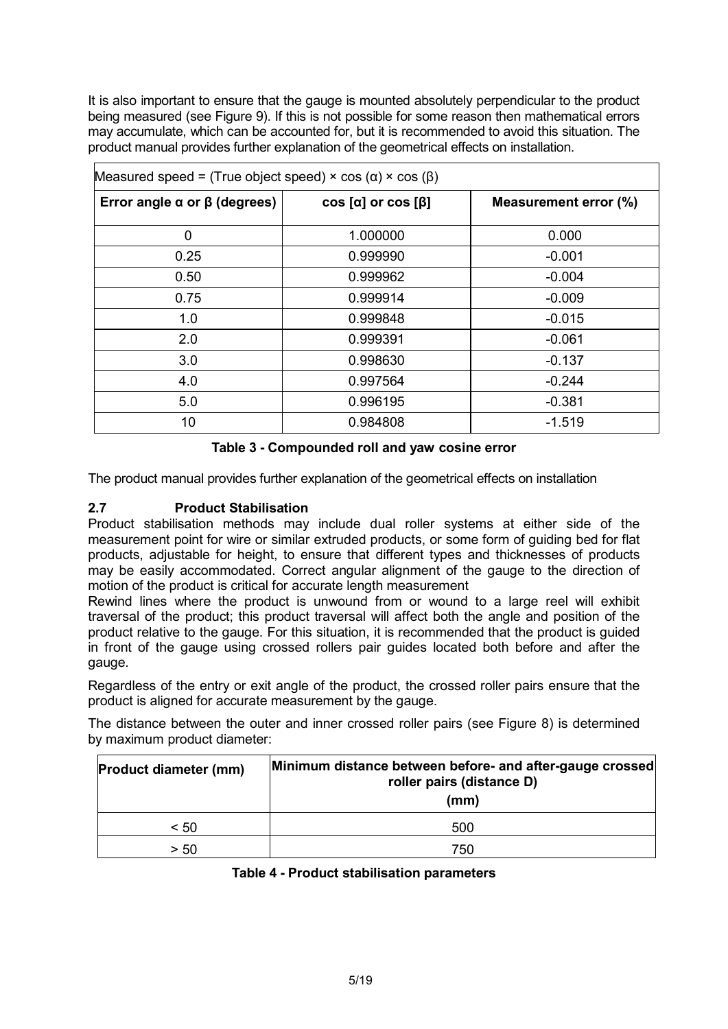It is also important to ensure that the gauge is mounted absolutely perpendicular to the product being measured (see Figure 9). If this is not possible for some reason then mathematical errors may accumulate, which can be accounted for, but it is recommended to avoid this situation. The product manual provides further explanation of the geometrical effects on installation.

| Measured speed = (True object speed) × cos (α) × cos (β) | | |
|---|---|---|
| **Error angle α or β (degrees)** | **cos [α] or cos [β]** | **Measurement error (%)** |
| 0 | 1.000000 | 0.000 |
| 0.25 | 0.999990 | -0.001 |
| 0.50 | 0.999962 | -0.004 |
| 0.75 | 0.999914 | -0.009 |
| 1.0 | 0.999848 | -0.015 |
| 2.0 | 0.999391 | -0.061 |
| 3.0 | 0.998630 | -0.137 |
| 4.0 | 0.997564 | -0.244 |
| 5.0 | 0.996195 | -0.381 |
| 10 | 0.984808 | -1.519 |

**Table 3 - Compounded roll and yaw cosine error**

The product manual provides further explanation of the geometrical effects on installation

### 2.7 Product Stabilisation

Product stabilisation methods may include dual roller systems at either side of the measurement point for wire or similar extruded products, or some form of guiding bed for flat products, adjustable for height, to ensure that different types and thicknesses of products may be easily accommodated. Correct angular alignment of the gauge to the direction of motion of the product is critical for accurate length measurement

Rewind lines where the product is unwound from or wound to a large reel will exhibit traversal of the product; this product traversal will affect both the angle and position of the product relative to the gauge. For this situation, it is recommended that the product is guided in front of the gauge using crossed rollers pair guides located both before and after the gauge.

Regardless of the entry or exit angle of the product, the crossed roller pairs ensure that the product is aligned for accurate measurement by the gauge.

The distance between the outer and inner crossed roller pairs (see Figure 8) is determined by maximum product diameter:

| Product diameter (mm) | Minimum distance between before- and after-gauge crossed roller pairs (distance D) (mm) |
|---|---|
| < 50 | 500 |
| > 50 | 750 |

**Table 4 - Product stabilisation parameters**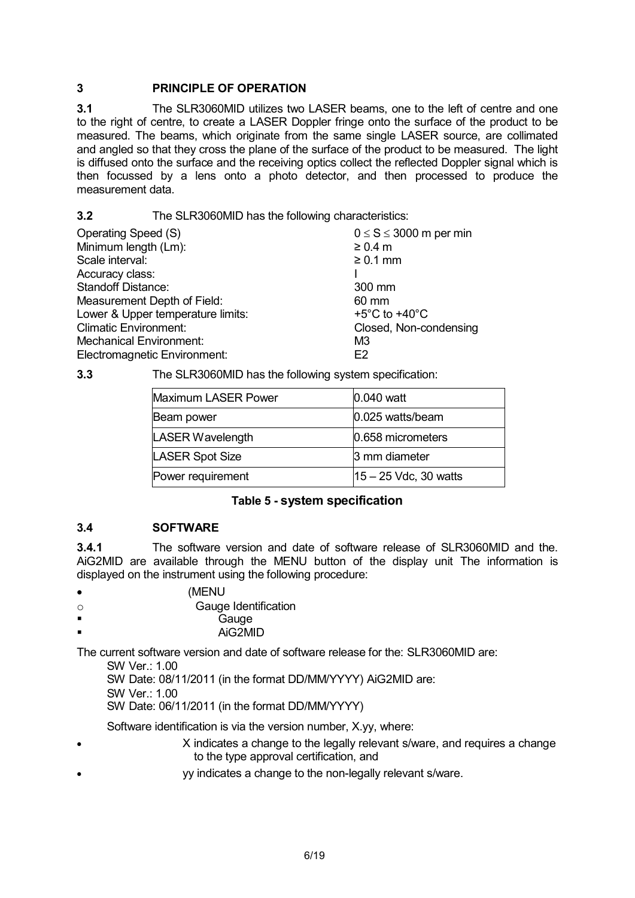## 3 PRINCIPLE OF OPERATION

**3.1** The SLR3060MID utilizes two LASER beams, one to the left of centre and one to the right of centre, to create a LASER Doppler fringe onto the surface of the product to be measured. The beams, which originate from the same single LASER source, are collimated and angled so that they cross the plane of the surface of the product to be measured. The light is diffused onto the surface and the receiving optics collect the reflected Doppler signal which is then focussed by a lens onto a photo detector, and then processed to produce the measurement data.

**3.2** The SLR3060MID has the following characteristics:

| | |
|---|---|
| Operating Speed (S) | $0 \leq S \leq 3000$ m per min |
| Minimum length (Lm): | ≥ 0.4 m |
| Scale interval: | ≥ 0.1 mm |
| Accuracy class: | I |
| Standoff Distance: | 300 mm |
| Measurement Depth of Field: | 60 mm |
| Lower & Upper temperature limits: | +5°C to +40°C |
| Climatic Environment: | Closed, Non-condensing |
| Mechanical Environment: | M3 |
| Electromagnetic Environment: | E2 |

**3.3** The SLR3060MID has the following system specification:

| | |
|---|---|
| Maximum LASER Power | 0.040 watt |
| Beam power | 0.025 watts/beam |
| LASER Wavelength | 0.658 micrometers |
| LASER Spot Size | 3 mm diameter |
| Power requirement | 15 – 25 Vdc, 30 watts |

**Table 5 - system specification**

### 3.4 SOFTWARE

**3.4.1** The software version and date of software release of SLR3060MID and the. AiG2MID are available through the MENU button of the display unit The information is displayed on the instrument using the following procedure:

- (MENU
  - Gauge Identification
    - Gauge
    - AiG2MID

The current software version and date of software release for the: SLR3060MID are:

SW Ver.: 1.00
SW Date: 08/11/2011 (in the format DD/MM/YYYY) AiG2MID are:
SW Ver.: 1.00
SW Date: 06/11/2011 (in the format DD/MM/YYYY)

Software identification is via the version number, X.yy, where:

- X indicates a change to the legally relevant s/ware, and requires a change to the type approval certification, and
- yy indicates a change to the non-legally relevant s/ware.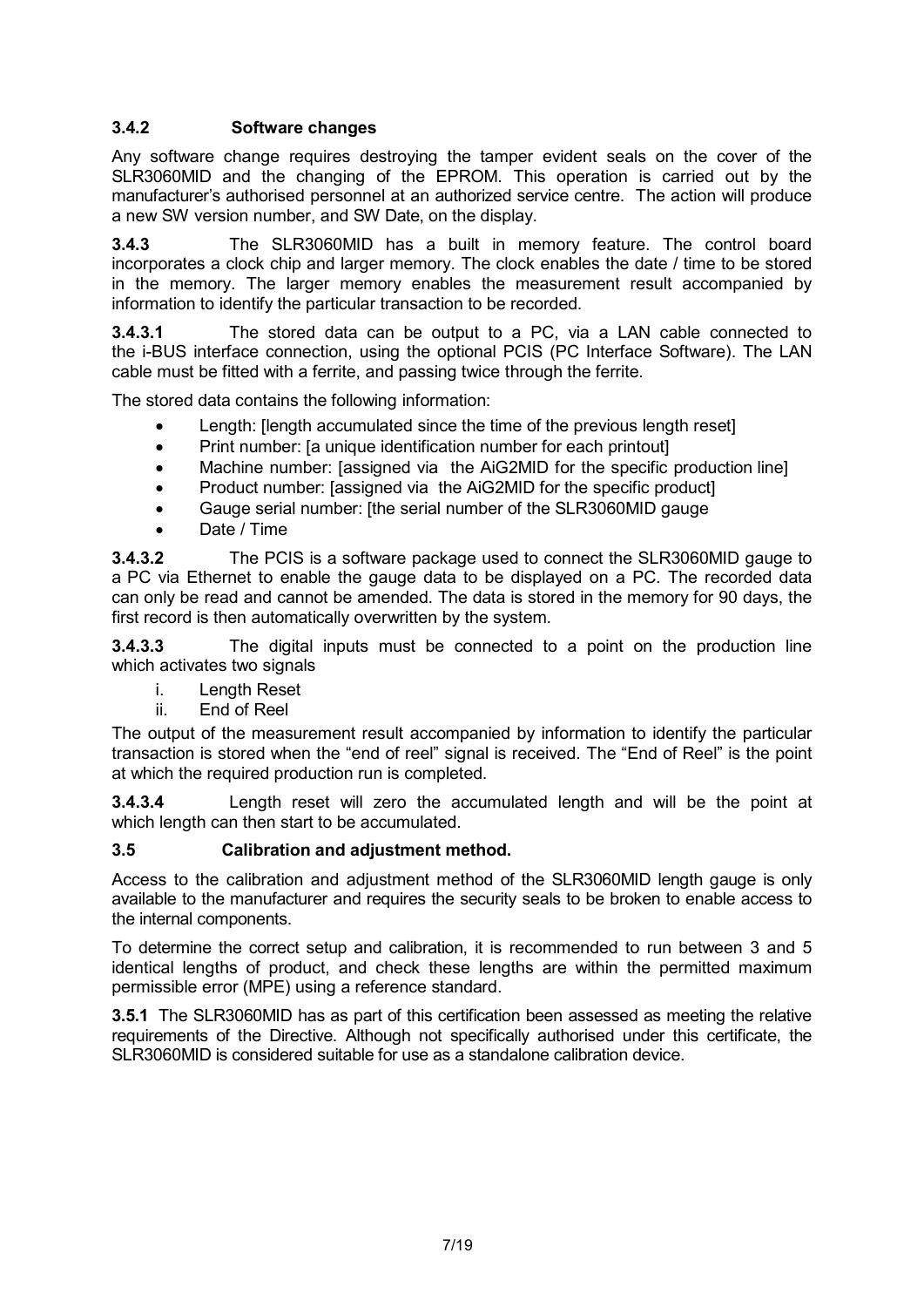### 3.4.2 Software changes

Any software change requires destroying the tamper evident seals on the cover of the SLR3060MID and the changing of the EPROM. This operation is carried out by the manufacturer's authorised personnel at an authorized service centre. The action will produce a new SW version number, and SW Date, on the display.

**3.4.3** The SLR3060MID has a built in memory feature. The control board incorporates a clock chip and larger memory. The clock enables the date / time to be stored in the memory. The larger memory enables the measurement result accompanied by information to identify the particular transaction to be recorded.

**3.4.3.1** The stored data can be output to a PC, via a LAN cable connected to the i-BUS interface connection, using the optional PCIS (PC Interface Software). The LAN cable must be fitted with a ferrite, and passing twice through the ferrite.

The stored data contains the following information:

- Length: [length accumulated since the time of the previous length reset]
- Print number: [a unique identification number for each printout]
- Machine number: [assigned via the AiG2MID for the specific production line]
- Product number: [assigned via the AiG2MID for the specific product]
- Gauge serial number: [the serial number of the SLR3060MID gauge
- Date / Time

**3.4.3.2** The PCIS is a software package used to connect the SLR3060MID gauge to a PC via Ethernet to enable the gauge data to be displayed on a PC. The recorded data can only be read and cannot be amended. The data is stored in the memory for 90 days, the first record is then automatically overwritten by the system.

**3.4.3.3** The digital inputs must be connected to a point on the production line which activates two signals

i. Length Reset
ii. End of Reel

The output of the measurement result accompanied by information to identify the particular transaction is stored when the "end of reel" signal is received. The "End of Reel" is the point at which the required production run is completed.

**3.4.3.4** Length reset will zero the accumulated length and will be the point at which length can then start to be accumulated.

### 3.5 Calibration and adjustment method.

Access to the calibration and adjustment method of the SLR3060MID length gauge is only available to the manufacturer and requires the security seals to be broken to enable access to the internal components.

To determine the correct setup and calibration, it is recommended to run between 3 and 5 identical lengths of product, and check these lengths are within the permitted maximum permissible error (MPE) using a reference standard.

**3.5.1** The SLR3060MID has as part of this certification been assessed as meeting the relative requirements of the Directive. Although not specifically authorised under this certificate, the SLR3060MID is considered suitable for use as a standalone calibration device.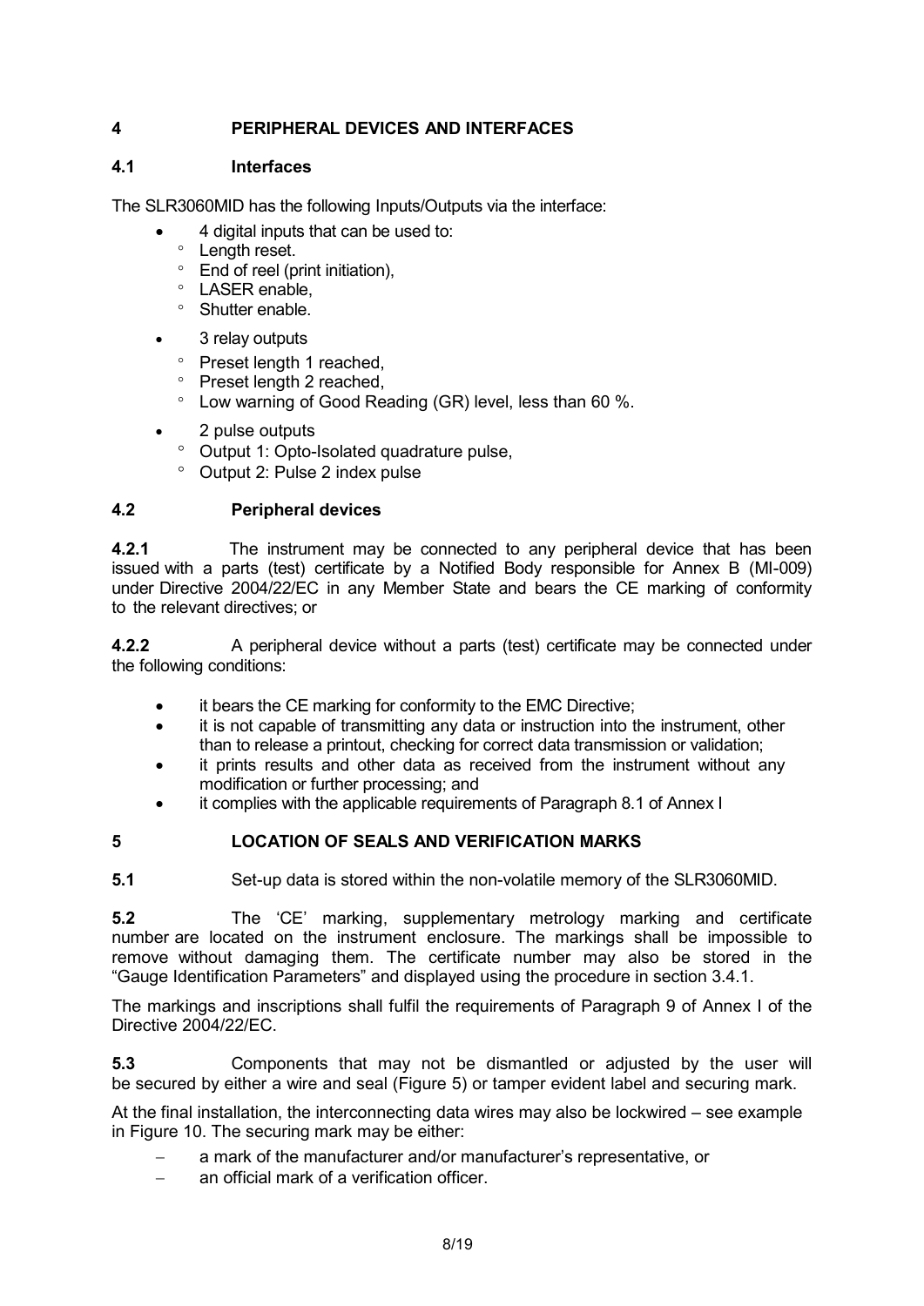# 4 PERIPHERAL DEVICES AND INTERFACES

## 4.1 Interfaces

The SLR3060MID has the following Inputs/Outputs via the interface:

- 4 digital inputs that can be used to:
  - Length reset.
  - End of reel (print initiation),
  - LASER enable,
  - Shutter enable.
- 3 relay outputs
  - Preset length 1 reached,
  - Preset length 2 reached,
  - Low warning of Good Reading (GR) level, less than 60 %.
- 2 pulse outputs
  - Output 1: Opto-Isolated quadrature pulse,
  - Output 2: Pulse 2 index pulse

## 4.2 Peripheral devices

**4.2.1** The instrument may be connected to any peripheral device that has been issued with a parts (test) certificate by a Notified Body responsible for Annex B (MI-009) under Directive 2004/22/EC in any Member State and bears the CE marking of conformity to the relevant directives; or

**4.2.2** A peripheral device without a parts (test) certificate may be connected under the following conditions:

- it bears the CE marking for conformity to the EMC Directive;
- it is not capable of transmitting any data or instruction into the instrument, other than to release a printout, checking for correct data transmission or validation;
- it prints results and other data as received from the instrument without any modification or further processing; and
- it complies with the applicable requirements of Paragraph 8.1 of Annex I

# 5 LOCATION OF SEALS AND VERIFICATION MARKS

**5.1** Set-up data is stored within the non-volatile memory of the SLR3060MID.

**5.2** The 'CE' marking, supplementary metrology marking and certificate number are located on the instrument enclosure. The markings shall be impossible to remove without damaging them. The certificate number may also be stored in the "Gauge Identification Parameters" and displayed using the procedure in section 3.4.1.

The markings and inscriptions shall fulfil the requirements of Paragraph 9 of Annex I of the Directive 2004/22/EC.

**5.3** Components that may not be dismantled or adjusted by the user will be secured by either a wire and seal (Figure 5) or tamper evident label and securing mark.

At the final installation, the interconnecting data wires may also be lockwired – see example in Figure 10. The securing mark may be either:

- a mark of the manufacturer and/or manufacturer's representative, or
- an official mark of a verification officer.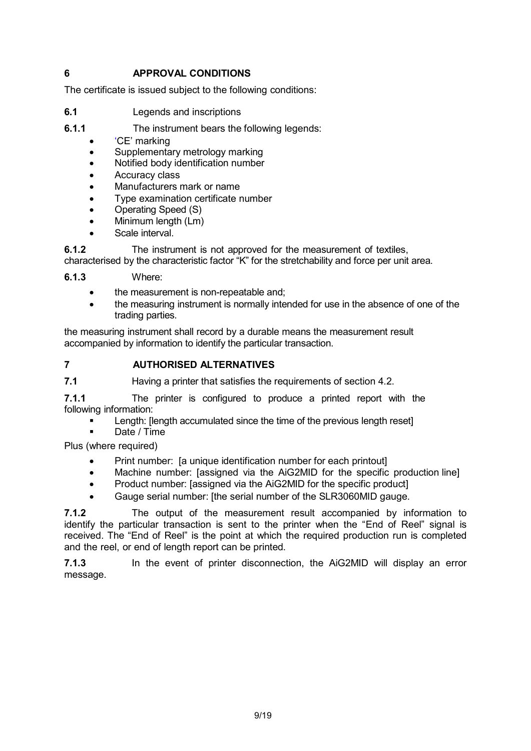## 6 APPROVAL CONDITIONS

The certificate is issued subject to the following conditions:

**6.1** Legends and inscriptions

**6.1.1** The instrument bears the following legends:

- 'CE' marking
- Supplementary metrology marking
- Notified body identification number
- Accuracy class
- Manufacturers mark or name
- Type examination certificate number
- Operating Speed (S)
- Minimum length (Lm)
- Scale interval.

**6.1.2** The instrument is not approved for the measurement of textiles, characterised by the characteristic factor "K" for the stretchability and force per unit area.

**6.1.3** Where:

- the measurement is non-repeatable and;
- the measuring instrument is normally intended for use in the absence of one of the trading parties.

the measuring instrument shall record by a durable means the measurement result accompanied by information to identify the particular transaction.

## 7 AUTHORISED ALTERNATIVES

**7.1** Having a printer that satisfies the requirements of section 4.2.

**7.1.1** The printer is configured to produce a printed report with the following information:

- Length: [length accumulated since the time of the previous length reset]
- Date / Time

Plus (where required)

- Print number: [a unique identification number for each printout]
- Machine number: [assigned via the AiG2MID for the specific production line]
- Product number: [assigned via the AiG2MID for the specific product]
- Gauge serial number: [the serial number of the SLR3060MID gauge.

**7.1.2** The output of the measurement result accompanied by information to identify the particular transaction is sent to the printer when the "End of Reel" signal is received. The "End of Reel" is the point at which the required production run is completed and the reel, or end of length report can be printed.

**7.1.3** In the event of printer disconnection, the AiG2MID will display an error message.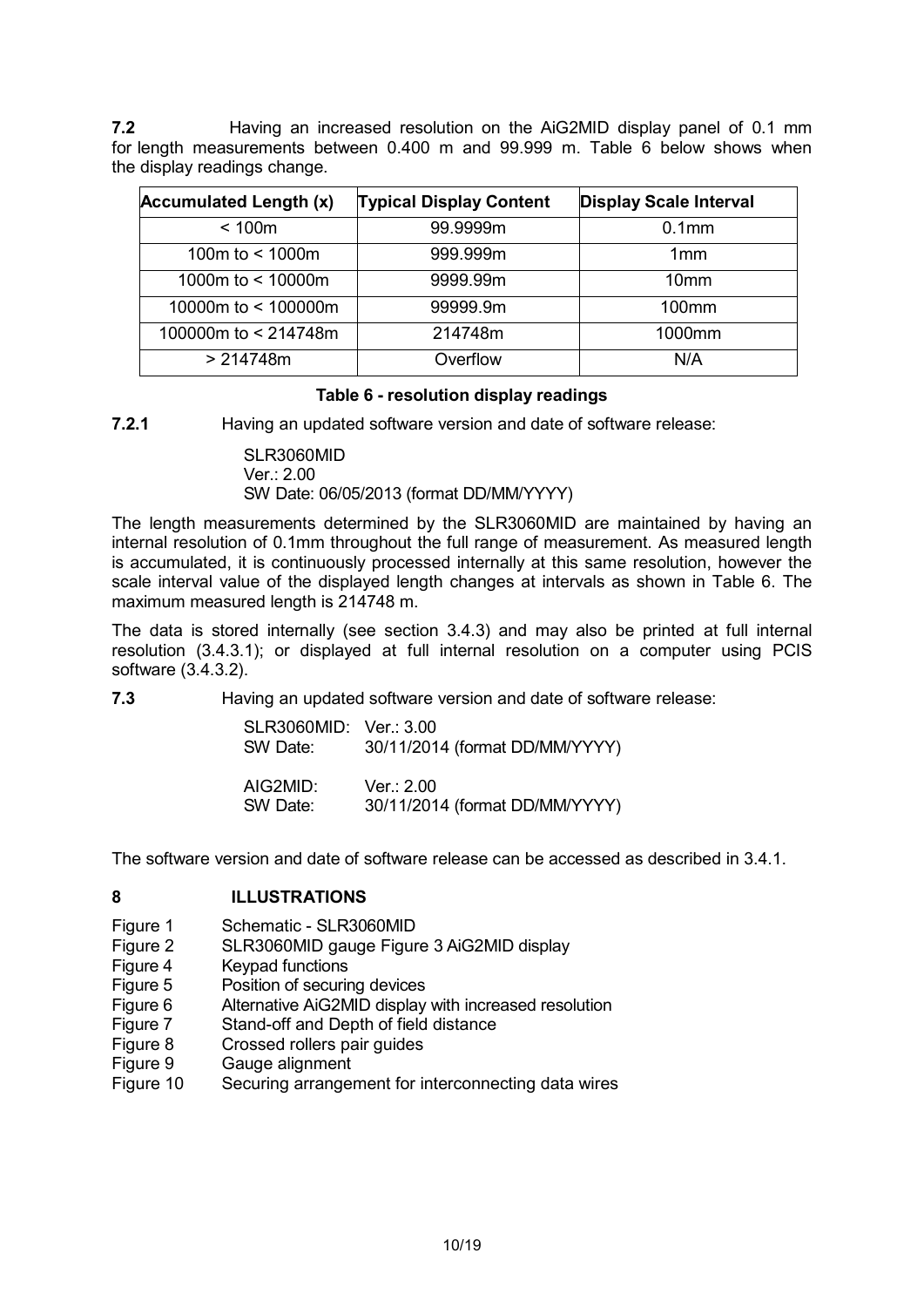**7.2** Having an increased resolution on the AiG2MID display panel of 0.1 mm for length measurements between 0.400 m and 99.999 m. Table 6 below shows when the display readings change.

| Accumulated Length (x) | Typical Display Content | Display Scale Interval |
|---|---|---|
| < 100m | 99.9999m | 0.1mm |
| 100m to < 1000m | 999.999m | 1mm |
| 1000m to < 10000m | 9999.99m | 10mm |
| 10000m to < 100000m | 99999.9m | 100mm |
| 100000m to < 214748m | 214748m | 1000mm |
| > 214748m | Overflow | N/A |

**Table 6 - resolution display readings**

**7.2.1** Having an updated software version and date of software release:

SLR3060MID
Ver.: 2.00
SW Date: 06/05/2013 (format DD/MM/YYYY)

The length measurements determined by the SLR3060MID are maintained by having an internal resolution of 0.1mm throughout the full range of measurement. As measured length is accumulated, it is continuously processed internally at this same resolution, however the scale interval value of the displayed length changes at intervals as shown in Table 6. The maximum measured length is 214748 m.

The data is stored internally (see section 3.4.3) and may also be printed at full internal resolution (3.4.3.1); or displayed at full internal resolution on a computer using PCIS software (3.4.3.2).

**7.3** Having an updated software version and date of software release:

SLR3060MID: Ver.: 3.00
SW Date: 30/11/2014 (format DD/MM/YYYY)

AIG2MID: Ver.: 2.00
SW Date: 30/11/2014 (format DD/MM/YYYY)

The software version and date of software release can be accessed as described in 3.4.1.

## 8 ILLUSTRATIONS

- Figure 1 Schematic - SLR3060MID
- Figure 2 SLR3060MID gauge Figure 3 AiG2MID display
- Figure 4 Keypad functions
- Figure 5 Position of securing devices
- Figure 6 Alternative AiG2MID display with increased resolution
- Figure 7 Stand-off and Depth of field distance
- Figure 8 Crossed rollers pair guides
- Figure 9 Gauge alignment
- Figure 10 Securing arrangement for interconnecting data wires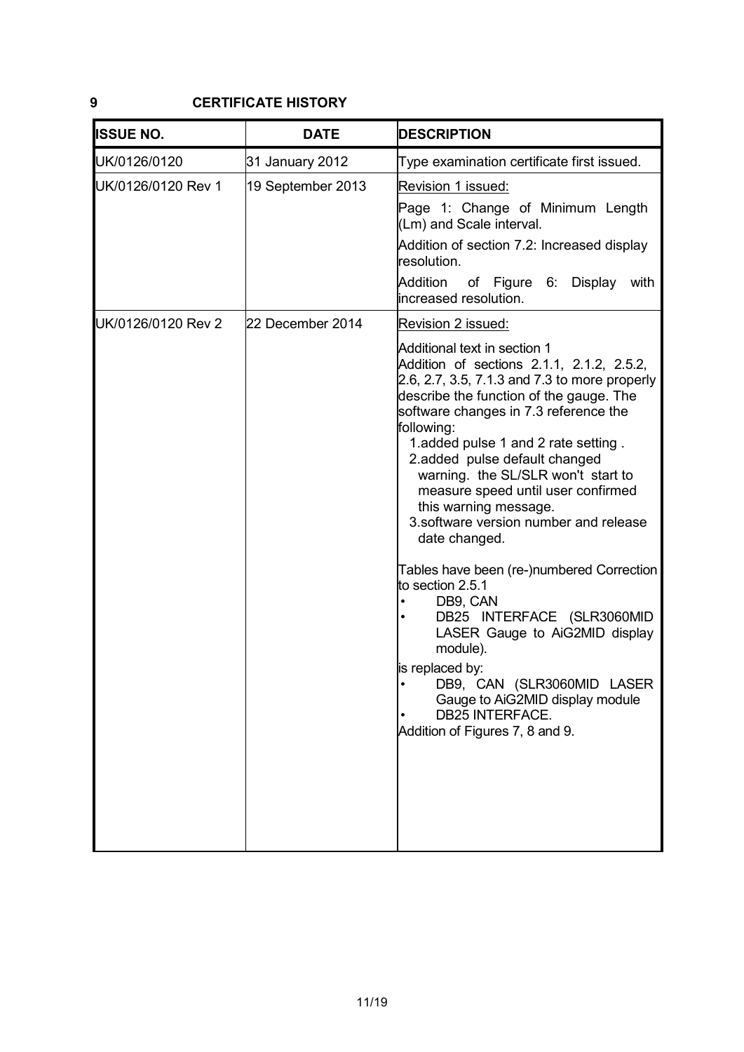## 9 CERTIFICATE HISTORY

| ISSUE NO. | DATE | DESCRIPTION |
| --- | --- | --- |
| UK/0126/0120 | 31 January 2012 | Type examination certificate first issued. |
| UK/0126/0120 Rev 1 | 19 September 2013 | Revision 1 issued:<br>Page 1: Change of Minimum Length (Lm) and Scale interval.<br>Addition of section 7.2: Increased display resolution.<br>Addition of Figure 6: Display with increased resolution. |
| UK/0126/0120 Rev 2 | 22 December 2014 | Revision 2 issued:<br>Additional text in section 1<br>Addition of sections 2.1.1, 2.1.2, 2.5.2, 2.6, 2.7, 3.5, 7.1.3 and 7.3 to more properly describe the function of the gauge. The software changes in 7.3 reference the following:<br>1.added pulse 1 and 2 rate setting .<br>2.added pulse default changed warning. the SL/SLR won't start to measure speed until user confirmed this warning message.<br>3.software version number and release date changed.<br><br>Tables have been (re-)numbered Correction to section 2.5.1<br>• DB9, CAN<br>• DB25 INTERFACE (SLR3060MID LASER Gauge to AiG2MID display module).<br>is replaced by:<br>• DB9, CAN (SLR3060MID LASER Gauge to AiG2MID display module<br>• DB25 INTERFACE.<br>Addition of Figures 7, 8 and 9. |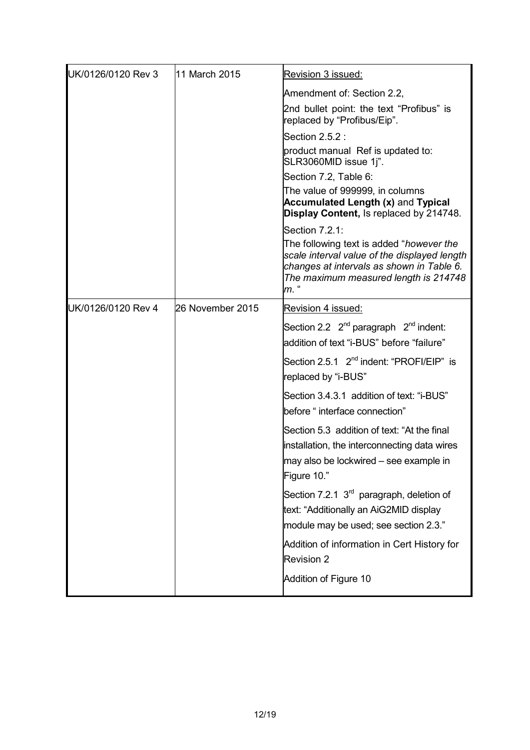| | | |
|---|---|---|
| UK/0126/0120 Rev 3 | 11 March 2015 | Revision 3 issued:<br><br>Amendment of: Section 2.2,<br><br>2nd bullet point: the text "Profibus" is replaced by "Profibus/Eip".<br><br>Section 2.5.2 :<br><br>product manual Ref is updated to: SLR3060MID issue 1j".<br><br>Section 7.2, Table 6:<br><br>The value of 999999, in columns **Accumulated Length (x)** and **Typical Display Content,** Is replaced by 214748.<br><br>Section 7.2.1:<br><br>The following text is added "*however the scale interval value of the displayed length changes at intervals as shown in Table 6. The maximum measured length is 214748 m.* " |
| UK/0126/0120 Rev 4 | 26 November 2015 | Revision 4 issued:<br><br>Section 2.2 2[nd] paragraph 2[nd] indent: addition of text "i-BUS" before "failure"<br><br>Section 2.5.1 2[nd] indent: "PROFI/EIP" is replaced by "i-BUS"<br><br>Section 3.4.3.1 addition of text: "i-BUS" before " interface connection"<br><br>Section 5.3 addition of text: "At the final installation, the interconnecting data wires may also be lockwired – see example in Figure 10."<br><br>Section 7.2.1 3[rd] paragraph, deletion of text: "Additionally an AiG2MID display module may be used; see section 2.3."<br><br>Addition of information in Cert History for Revision 2<br><br>Addition of Figure 10 |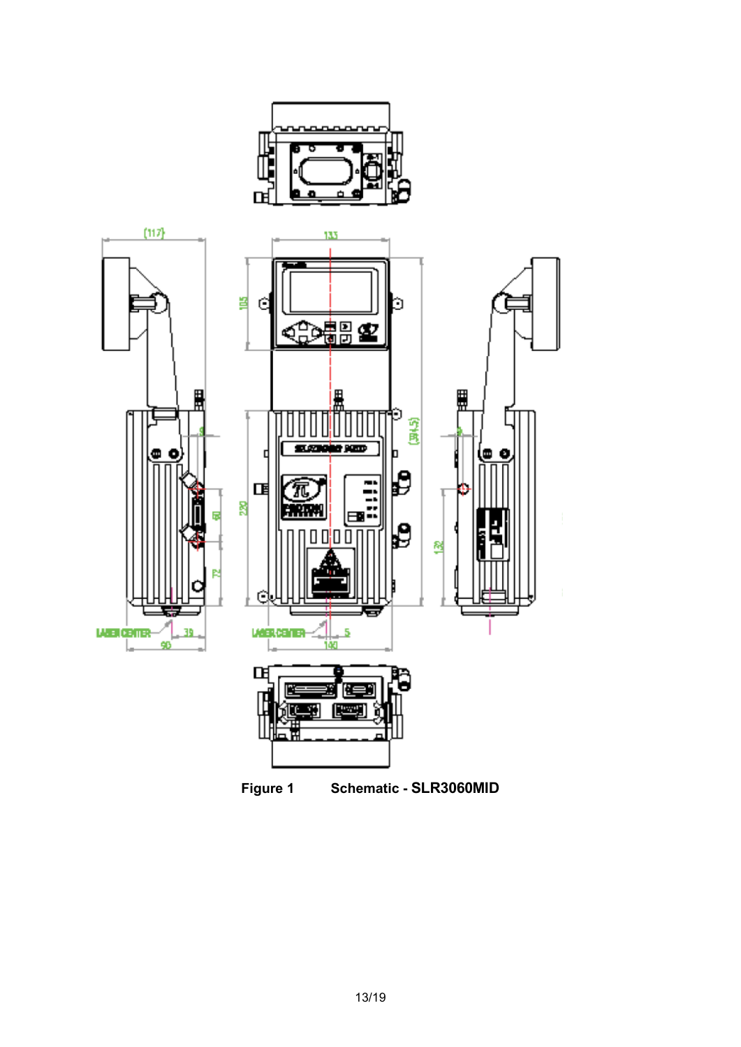Figure 1 Schematic - SLR3060MID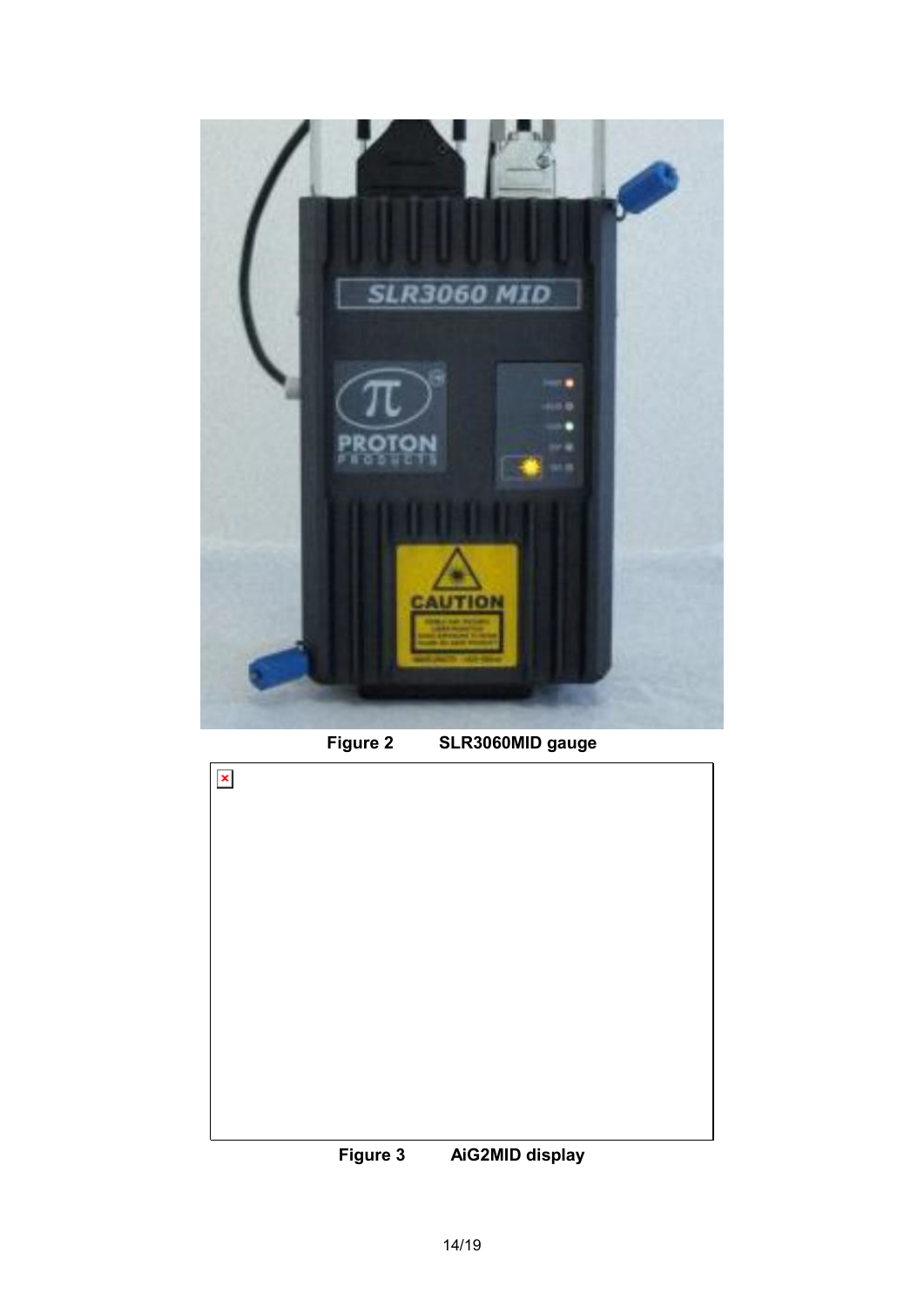Figure 2 SLR3060MID gauge

Figure 3 AiG2MID display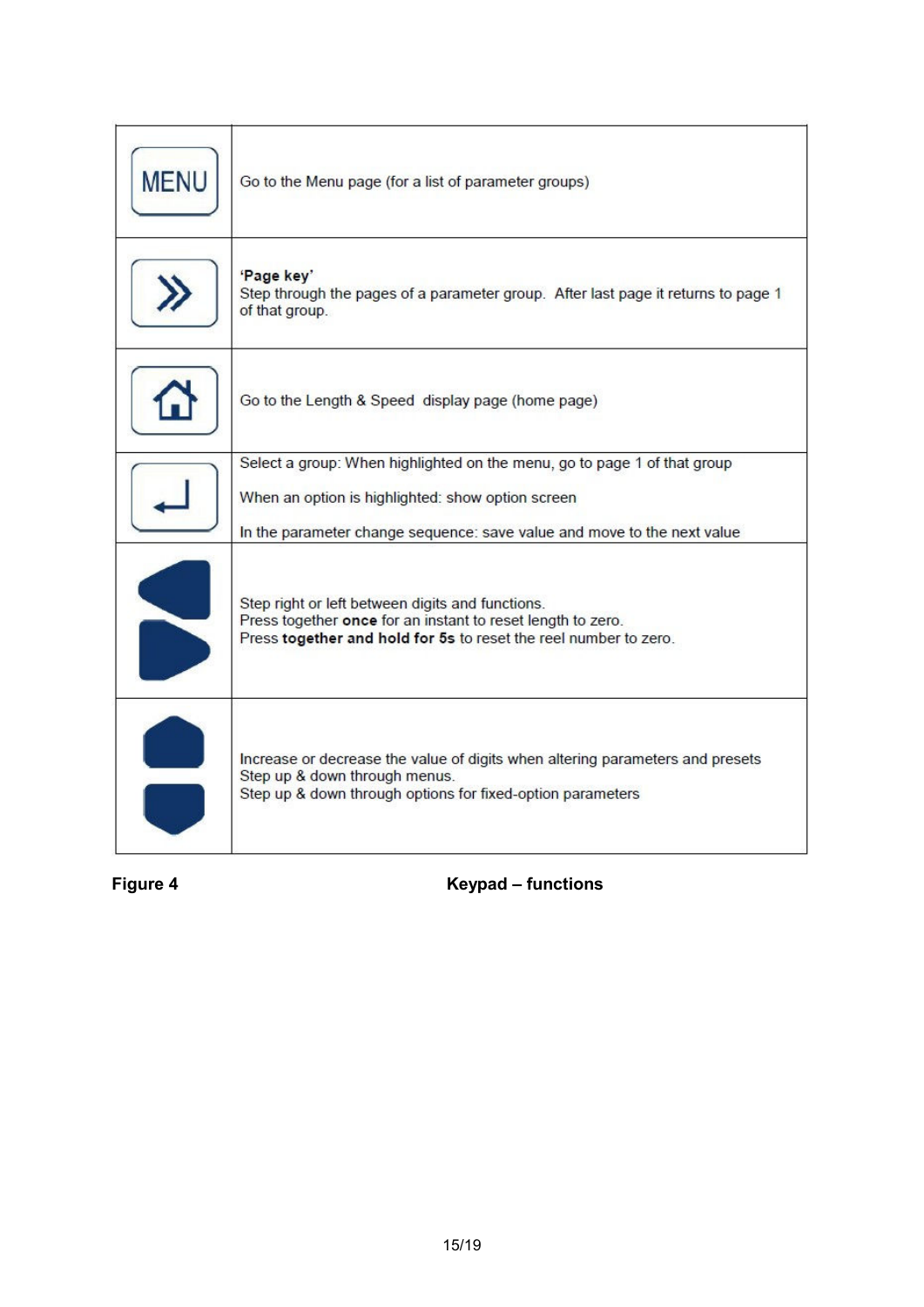| Key | Function |
| --- | --- |
| MENU | Go to the Menu page (for a list of parameter groups) |
| » | **'Page key'**<br>Step through the pages of a parameter group. After last page it returns to page 1 of that group. |
| ⌂ | Go to the Length & Speed display page (home page) |
| ↵ | Select a group: When highlighted on the menu, go to page 1 of that group<br><br>When an option is highlighted: show option screen<br><br>In the parameter change sequence: save value and move to the next value |
| ◀ ▶ | Step right or left between digits and functions.<br>Press together **once** for an instant to reset length to zero.<br>Press **together and hold for 5s** to reset the reel number to zero. |
| ▲ ▼ | Increase or decrease the value of digits when altering parameters and presets<br>Step up & down through menus.<br>Step up & down through options for fixed-option parameters |

**Figure 4** **Keypad – functions**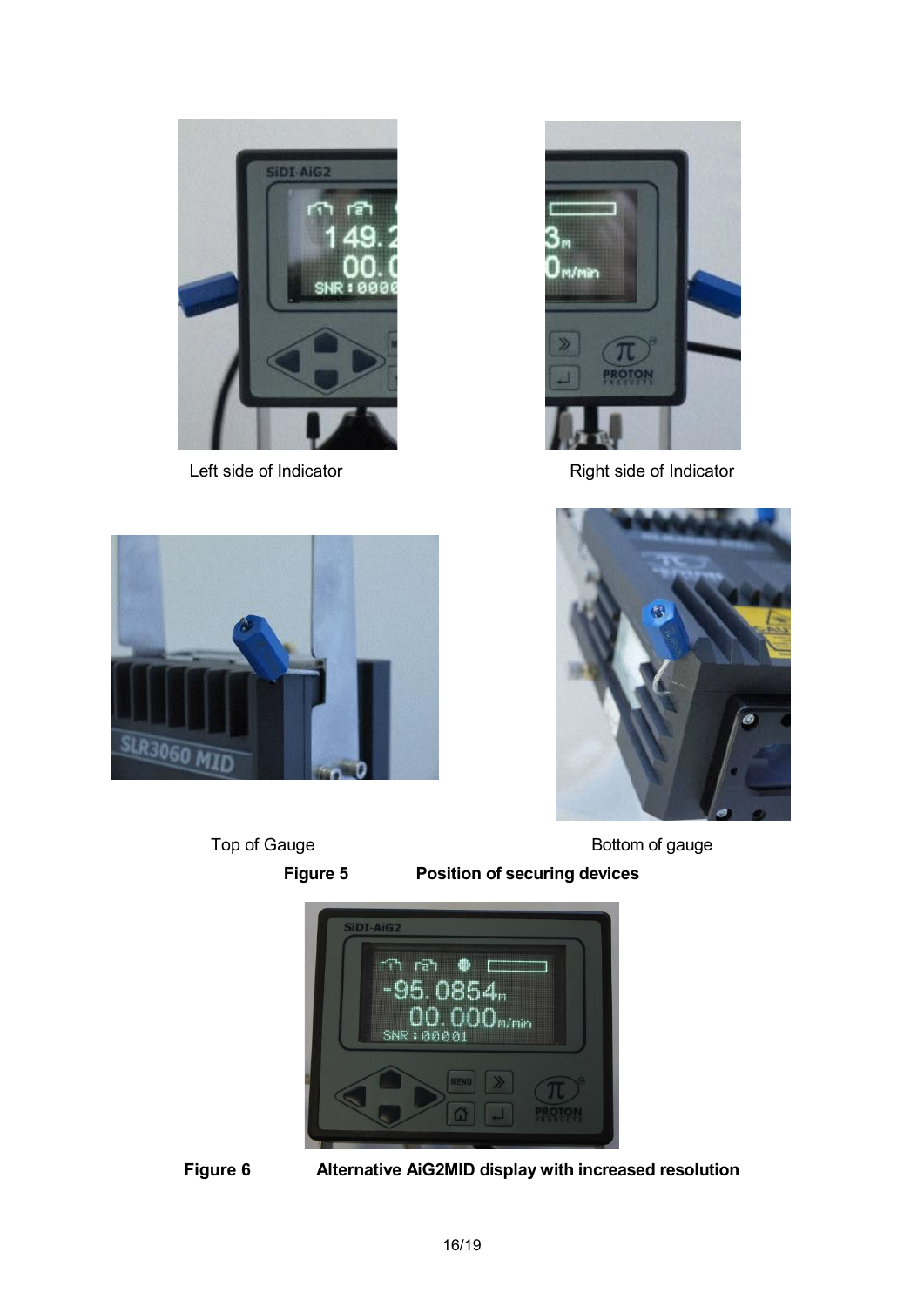Left side of Indicator

Right side of Indicator

Top of Gauge

Bottom of gauge

**Figure 5 Position of securing devices**

**Figure 6 Alternative AiG2MID display with increased resolution**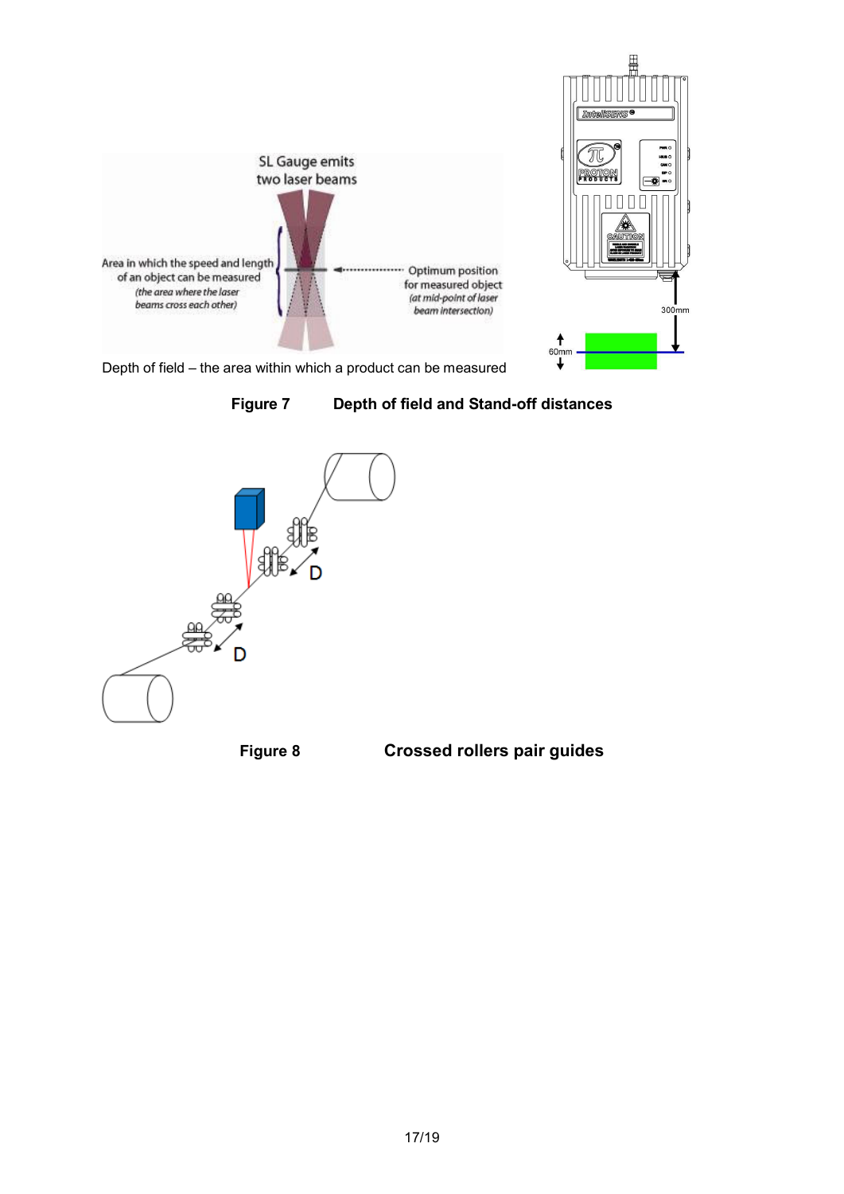SL Gauge emits two laser beams

Area in which the speed and length of an object can be measured
*(the area where the laser beams cross each other)*

Optimum position for measured object
*(at mid-point of laser beam intersection)*

300mm

60mm

Depth of field – the area within which a product can be measured

**Figure 7 Depth of field and Stand-off distances**

D

D

**Figure 8 Crossed rollers pair guides**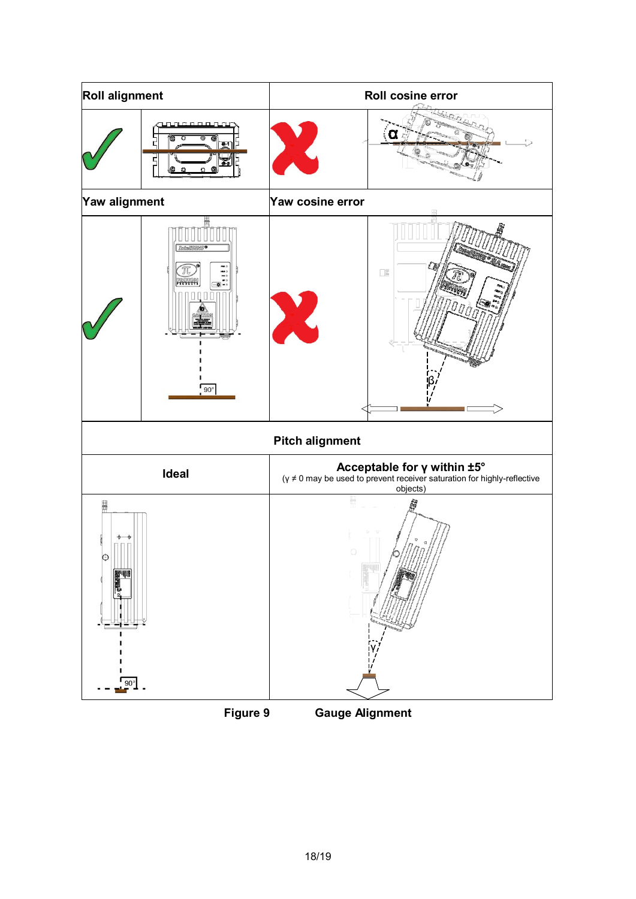| Roll alignment | | Roll cosine error | |
|---|---|---|---|
| ✓ | | ✗ | α |

| Yaw alignment | | Yaw cosine error | |
|---|---|---|---|
| ✓ | 90° | ✗ | β |

| Pitch alignment | |
|---|---|
| **Ideal** | **Acceptable for γ within ±5°** (γ ≠ 0 may be used to prevent receiver saturation for highly-reflective objects) |
| 90° | γ |

**Figure 9 Gauge Alignment**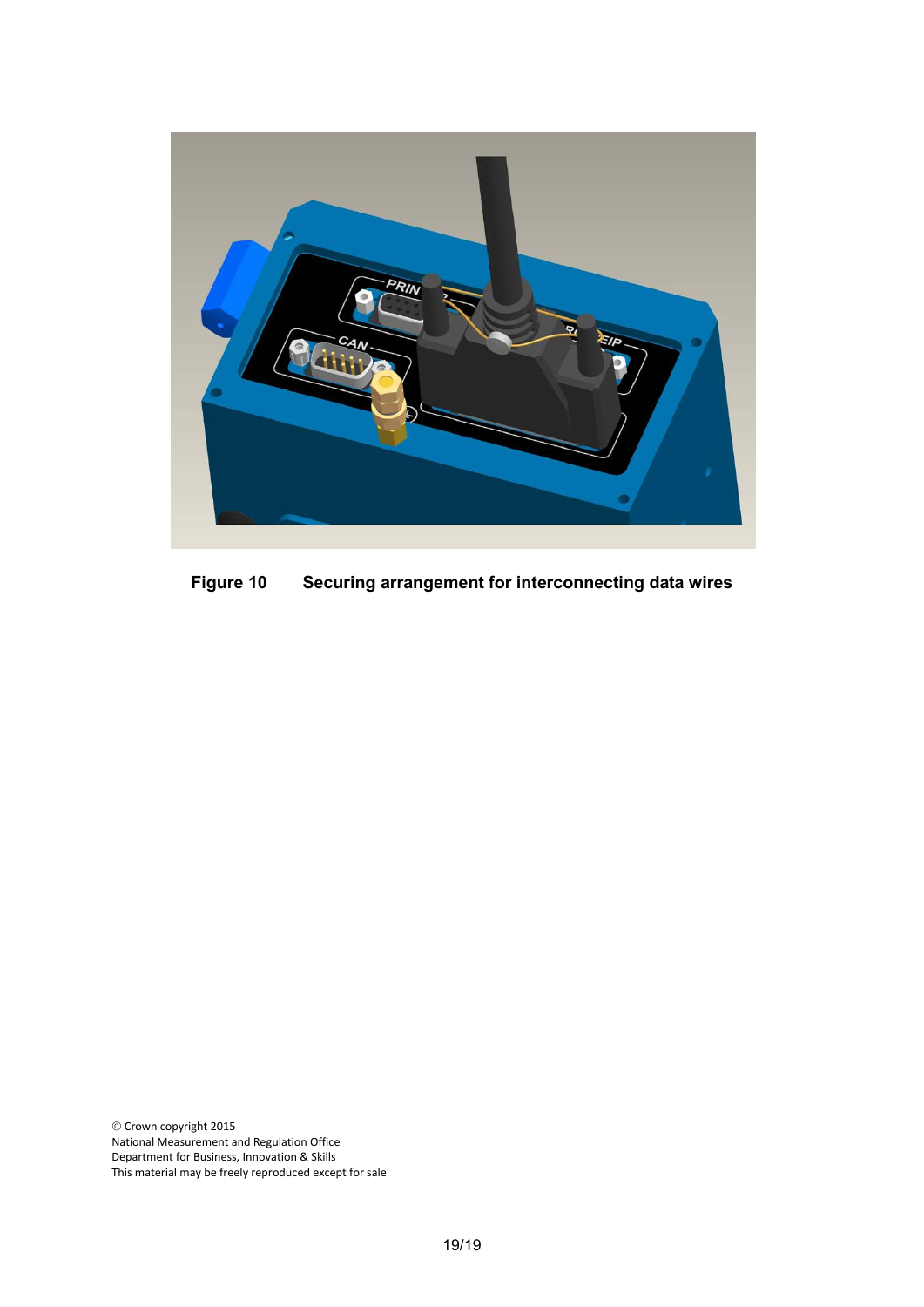**Figure 10 Securing arrangement for interconnecting data wires**

© Crown copyright 2015
National Measurement and Regulation Office
Department for Business, Innovation & Skills
This material may be freely reproduced except for sale